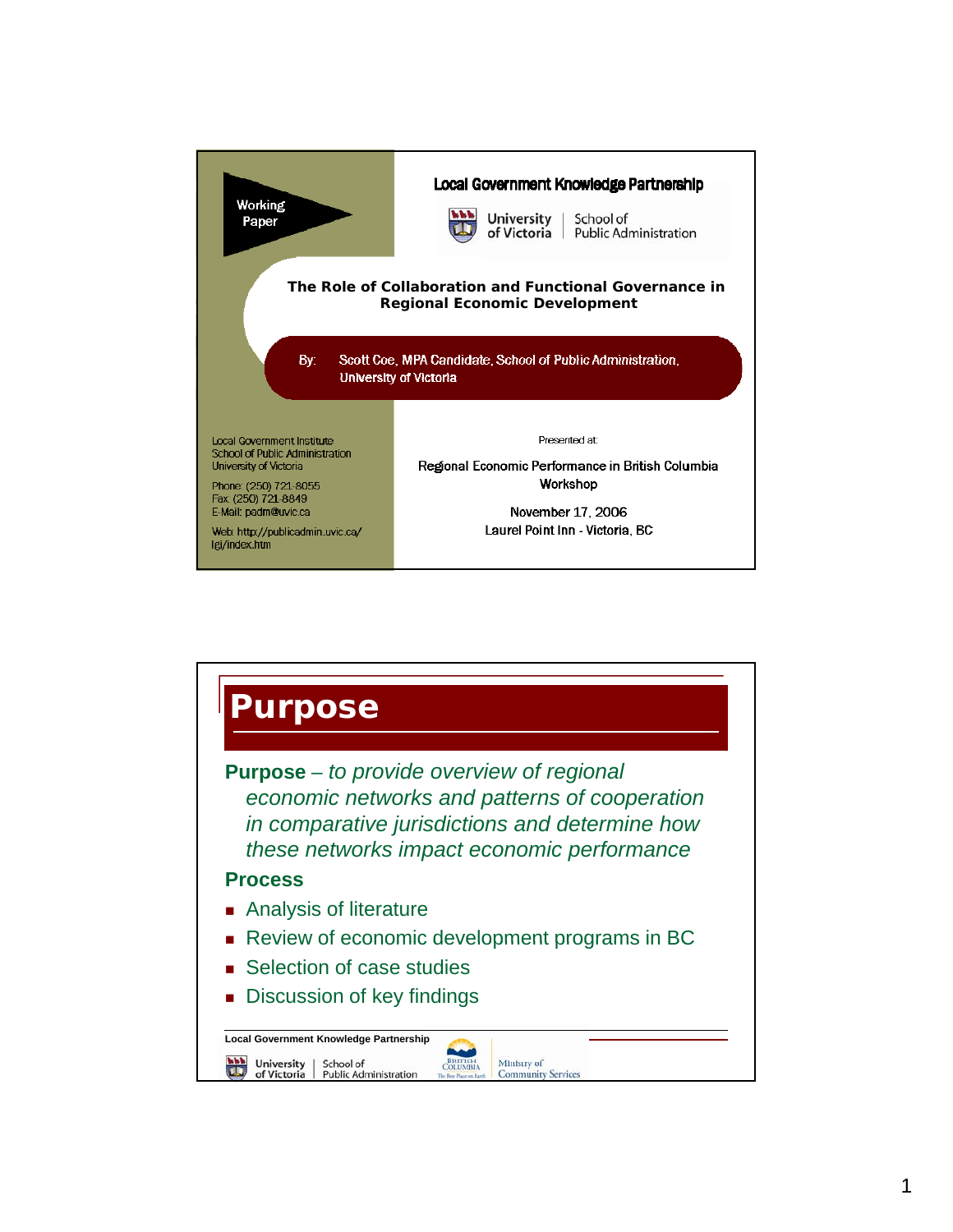Working Paper

**Local Government Knowledge Partnership**

University of Victoria | School of Public Administration

# The Role of Collaboration and Functional Governance in Regional Economic Development

By: Scott Coe, MPA Candidate, School of Public Administration, University of Victoria

Local Government Institute
School of Public Administration
University of Victoria

Phone: (250) 721-8055
Fax: (250) 721-8849
E-Mail: padm@uvic.ca

Web: http://publicadmin.uvic.ca/lgi/index.htm

Presented at:

Regional Economic Performance in British Columbia Workshop

November 17, 2006
Laurel Point Inn - Victoria, BC

---

# Purpose

**Purpose** – *to provide overview of regional economic networks and patterns of cooperation in comparative jurisdictions and determine how these networks impact economic performance*

**Process**

- Analysis of literature
- Review of economic development programs in BC
- Selection of case studies
- Discussion of key findings

Local Government Knowledge Partnership

University of Victoria | School of Public Administration — British Columbia — Ministry of Community Services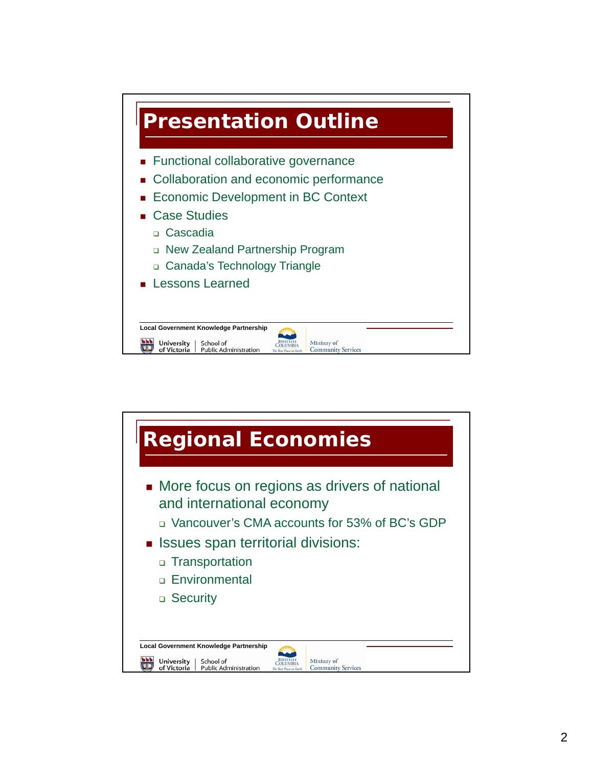# Presentation Outline

- Functional collaborative governance
- Collaboration and economic performance
- Economic Development in BC Context
- Case Studies
  - Cascadia
  - New Zealand Partnership Program
  - Canada's Technology Triangle
- Lessons Learned

Local Government Knowledge Partnership

University of Victoria | School of Public Administration — British Columbia — Ministry of Community Services

# Regional Economies

- More focus on regions as drivers of national and international economy
  - Vancouver's CMA accounts for 53% of BC's GDP
- Issues span territorial divisions:
  - Transportation
  - Environmental
  - Security

Local Government Knowledge Partnership

University of Victoria | School of Public Administration — British Columbia — Ministry of Community Services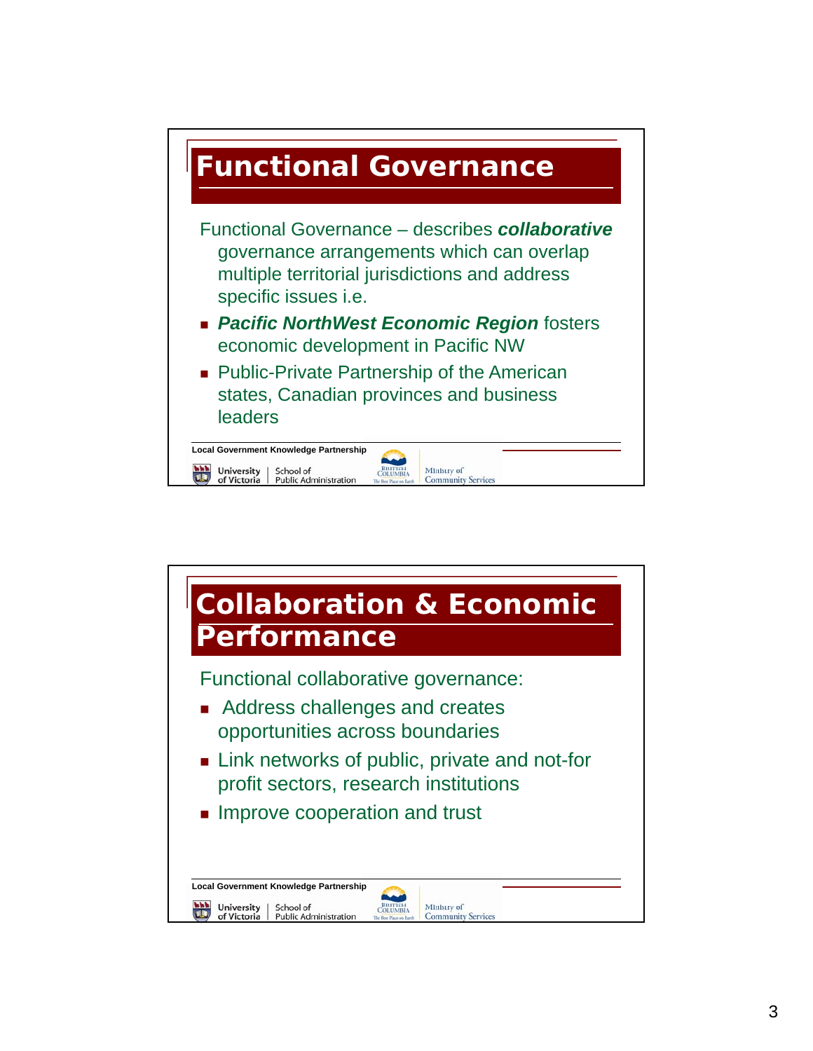# Functional Governance

Functional Governance – describes ***collaborative*** governance arrangements which can overlap multiple territorial jurisdictions and address specific issues i.e.

- ***Pacific NorthWest Economic Region*** fosters economic development in Pacific NW
- Public-Private Partnership of the American states, Canadian provinces and business leaders

Local Government Knowledge Partnership

University of Victoria | School of Public Administration — British Columbia — Ministry of Community Services

# Collaboration & Economic Performance

Functional collaborative governance:

- Address challenges and creates opportunities across boundaries
- Link networks of public, private and not-for profit sectors, research institutions
- Improve cooperation and trust

Local Government Knowledge Partnership

University of Victoria | School of Public Administration — British Columbia — Ministry of Community Services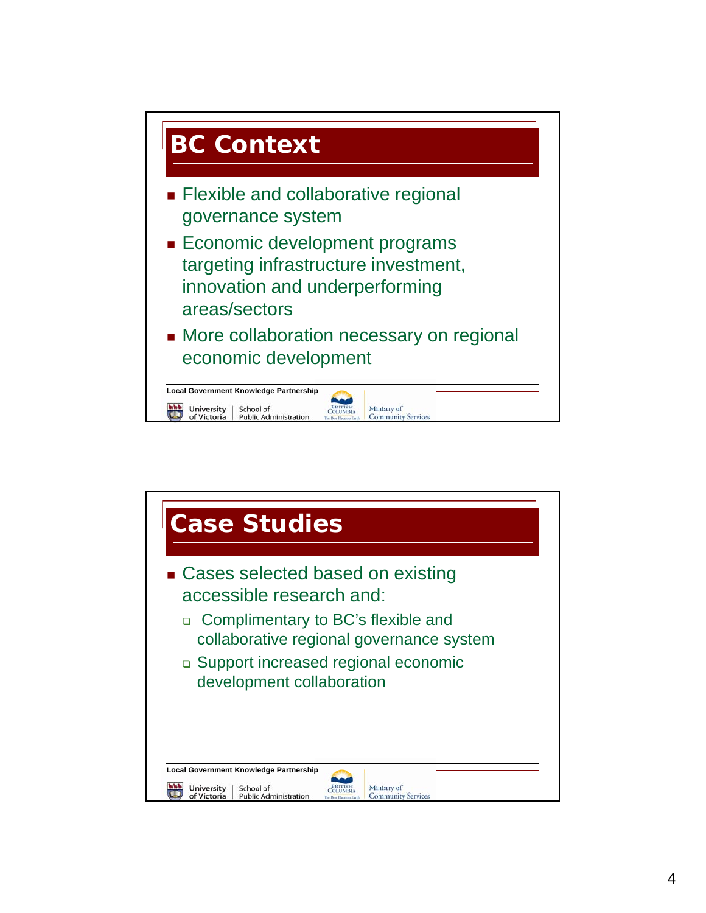## BC Context

- Flexible and collaborative regional governance system
- Economic development programs targeting infrastructure investment, innovation and underperforming areas/sectors
- More collaboration necessary on regional economic development

Local Government Knowledge Partnership

University of Victoria | School of Public Administration — British Columbia — Ministry of Community Services

## Case Studies

- Cases selected based on existing accessible research and:
  - Complimentary to BC's flexible and collaborative regional governance system
  - Support increased regional economic development collaboration

Local Government Knowledge Partnership

University of Victoria | School of Public Administration — British Columbia — Ministry of Community Services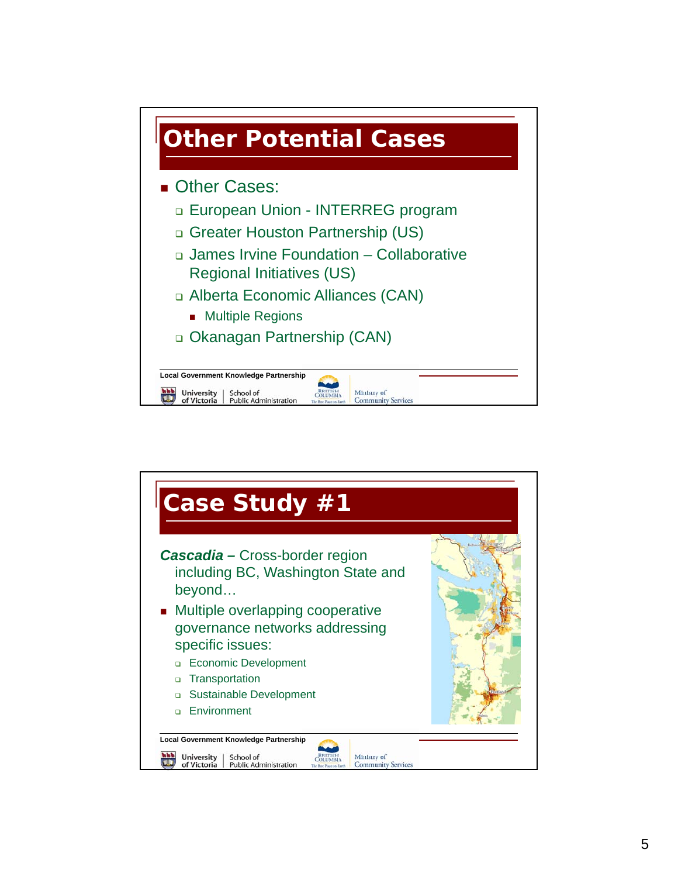## Other Potential Cases

- Other Cases:
  - European Union - INTERREG program
  - Greater Houston Partnership (US)
  - James Irvine Foundation – Collaborative Regional Initiatives (US)
  - Alberta Economic Alliances (CAN)
    - Multiple Regions
  - Okanagan Partnership (CAN)

Local Government Knowledge Partnership

University of Victoria | School of Public Administration — British Columbia — Ministry of Community Services

## Case Study #1

***Cascadia* –** Cross-border region including BC, Washington State and beyond…

- Multiple overlapping cooperative governance networks addressing specific issues:
  - Economic Development
  - Transportation
  - Sustainable Development
  - Environment

Local Government Knowledge Partnership

University of Victoria | School of Public Administration — British Columbia — Ministry of Community Services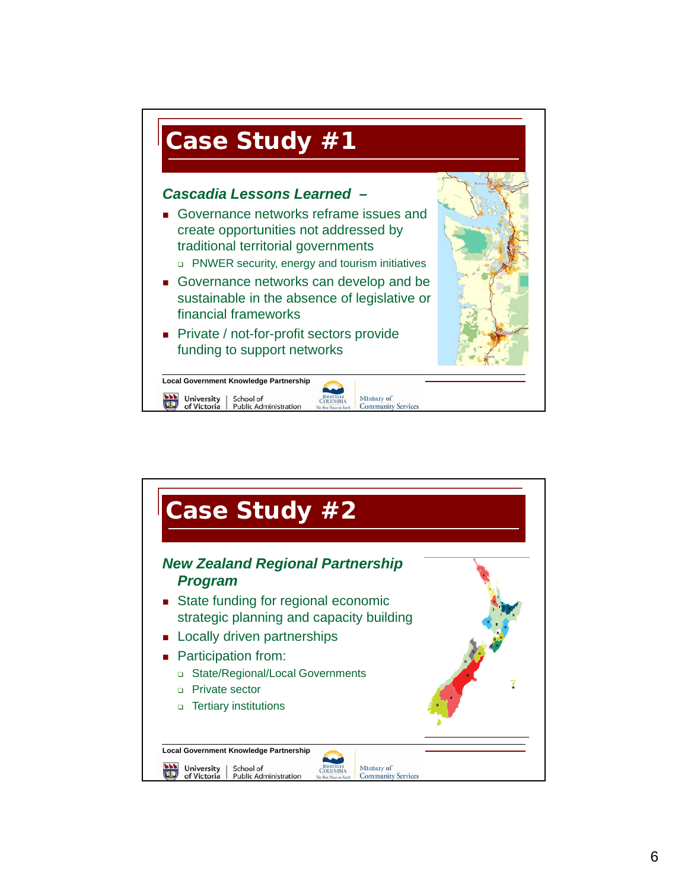# Case Study #1

***Cascadia Lessons Learned –***

- Governance networks reframe issues and create opportunities not addressed by traditional territorial governments
  - PNWER security, energy and tourism initiatives
- Governance networks can develop and be sustainable in the absence of legislative or financial frameworks
- Private / not-for-profit sectors provide funding to support networks

Local Government Knowledge Partnership

University of Victoria | School of Public Administration

British Columbia — The Best Place on Earth | Ministry of Community Services

# Case Study #2

***New Zealand Regional Partnership Program***

- State funding for regional economic strategic planning and capacity building
- Locally driven partnerships
- Participation from:
  - State/Regional/Local Governments
  - Private sector
  - Tertiary institutions

Local Government Knowledge Partnership

University of Victoria | School of Public Administration

British Columbia — The Best Place on Earth | Ministry of Community Services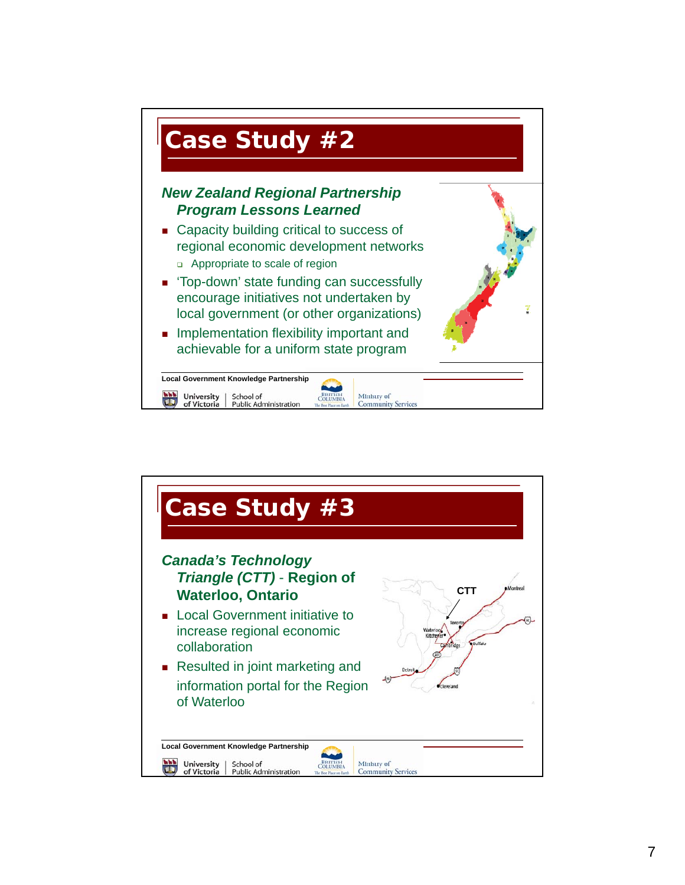# Case Study #2

***New Zealand Regional Partnership Program Lessons Learned***

- Capacity building critical to success of regional economic development networks
  - Appropriate to scale of region
- 'Top-down' state funding can successfully encourage initiatives not undertaken by local government (or other organizations)
- Implementation flexibility important and achievable for a uniform state program

**Local Government Knowledge Partnership**

University of Victoria | School of Public Administration — British Columbia, The Best Place on Earth — Ministry of Community Services

# Case Study #3

***Canada's Technology Triangle (CTT)* - Region of Waterloo, Ontario**

- Local Government initiative to increase regional economic collaboration
- Resulted in joint marketing and information portal for the Region of Waterloo

**Local Government Knowledge Partnership**

University of Victoria | School of Public Administration — British Columbia, The Best Place on Earth — Ministry of Community Services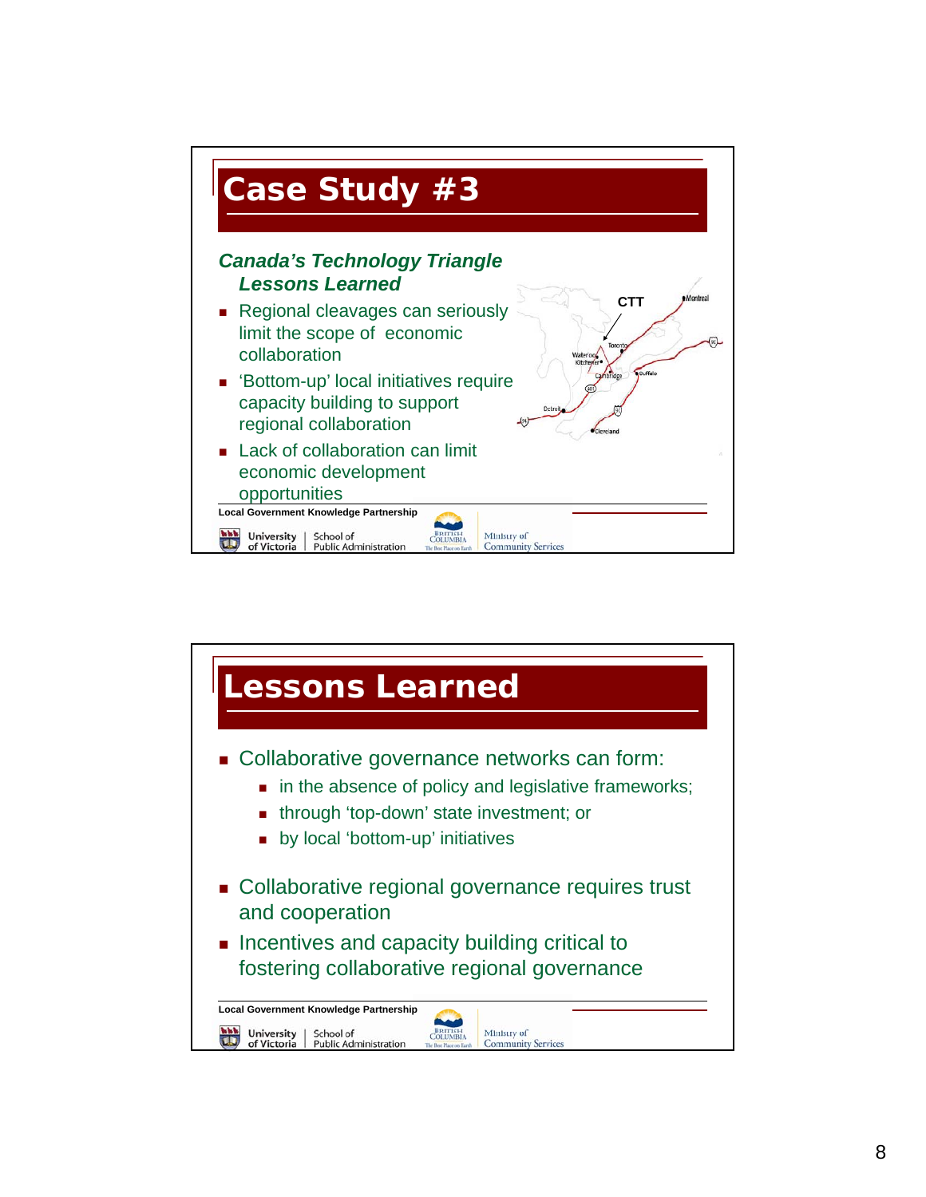# Case Study #3

***Canada's Technology Triangle Lessons Learned***

- Regional cleavages can seriously limit the scope of economic collaboration
- 'Bottom-up' local initiatives require capacity building to support regional collaboration
- Lack of collaboration can limit economic development opportunities

CTT
Montreal
Toronto
Waterloo
Kitchener
Cambridge
Buffalo
Detroit
Cleveland

Local Government Knowledge Partnership

University of Victoria | School of Public Administration

British Columbia | Ministry of Community Services

# Lessons Learned

- Collaborative governance networks can form:
  - in the absence of policy and legislative frameworks;
  - through 'top-down' state investment; or
  - by local 'bottom-up' initiatives
- Collaborative regional governance requires trust and cooperation
- Incentives and capacity building critical to fostering collaborative regional governance

Local Government Knowledge Partnership

University of Victoria | School of Public Administration

British Columbia | Ministry of Community Services